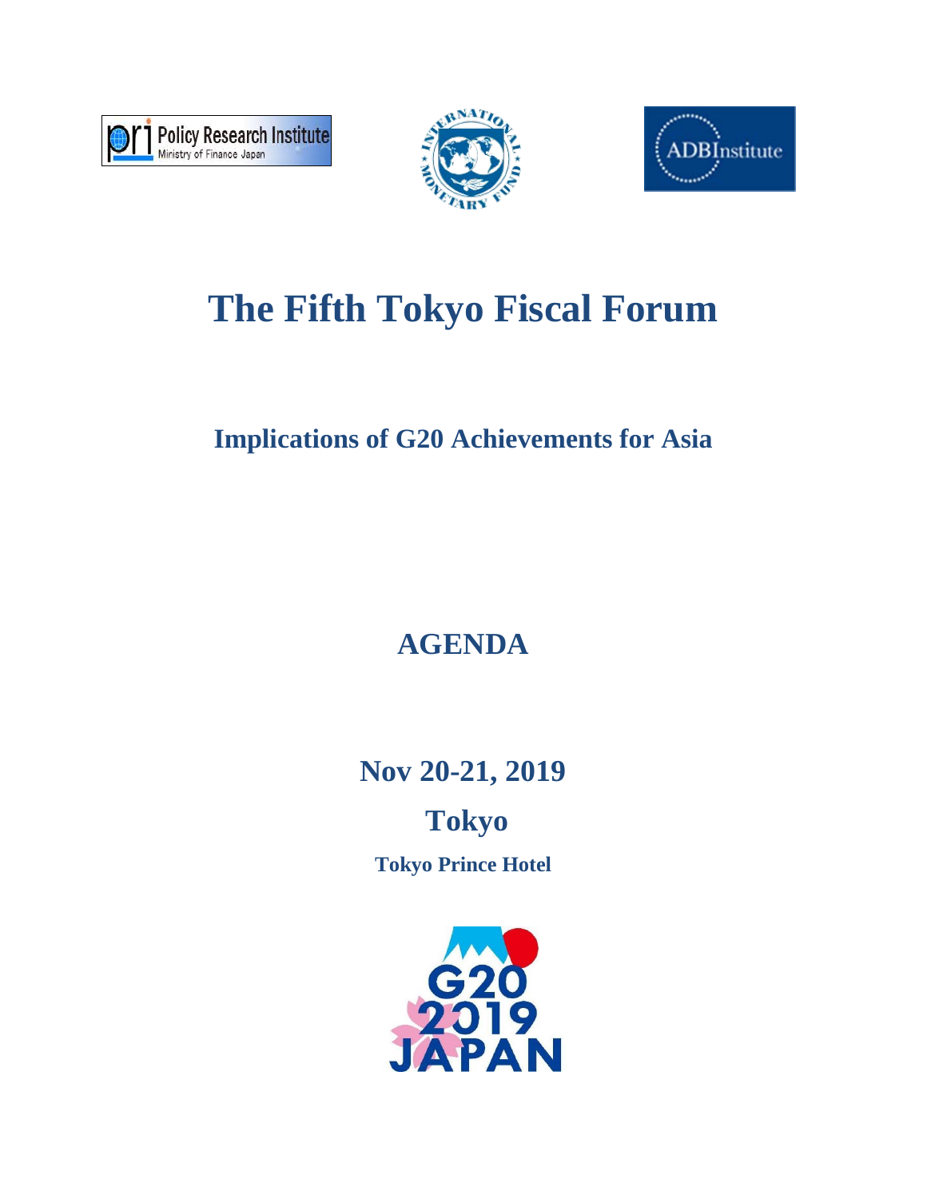# The Fifth Tokyo Fiscal Forum

## Implications of G20 Achievements for Asia

## AGENDA

**Nov 20-21, 2019**

**Tokyo**

**Tokyo Prince Hotel**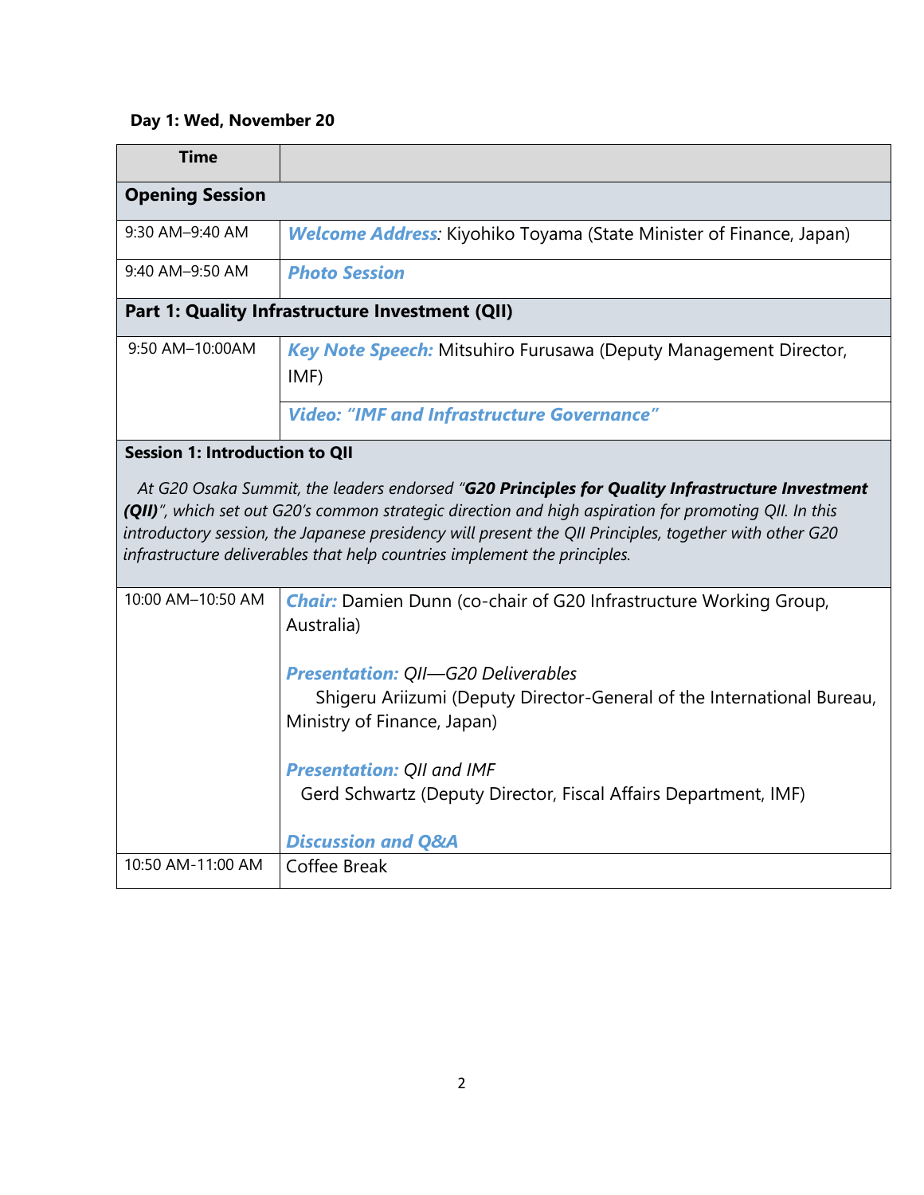**Day 1: Wed, November 20**

| Time | |
|---|---|
| **Opening Session** | |
| 9:30 AM–9:40 AM | ***Welcome Address***: Kiyohiko Toyama (State Minister of Finance, Japan) |
| 9:40 AM–9:50 AM | ***Photo Session*** |
| **Part 1: Quality Infrastructure Investment (QII)** | |
| 9:50 AM–10:00AM | ***Key Note Speech:*** Mitsuhiro Furusawa (Deputy Management Director, IMF) |
| | ***Video: "IMF and Infrastructure Governance"*** |
| **Session 1: Introduction to QII**<br><br>*At G20 Osaka Summit, the leaders endorsed "**G20 Principles for Quality Infrastructure Investment (QII)**", which set out G20's common strategic direction and high aspiration for promoting QII. In this introductory session, the Japanese presidency will present the QII Principles, together with other G20 infrastructure deliverables that help countries implement the principles.* | |
| 10:00 AM–10:50 AM | ***Chair:*** Damien Dunn (co-chair of G20 Infrastructure Working Group, Australia)<br><br>***Presentation:*** *QII—G20 Deliverables*<br>Shigeru Ariizumi (Deputy Director-General of the International Bureau, Ministry of Finance, Japan)<br><br>***Presentation:*** *QII and IMF*<br>Gerd Schwartz (Deputy Director, Fiscal Affairs Department, IMF)<br><br>***Discussion and Q&A*** |
| 10:50 AM-11:00 AM | Coffee Break |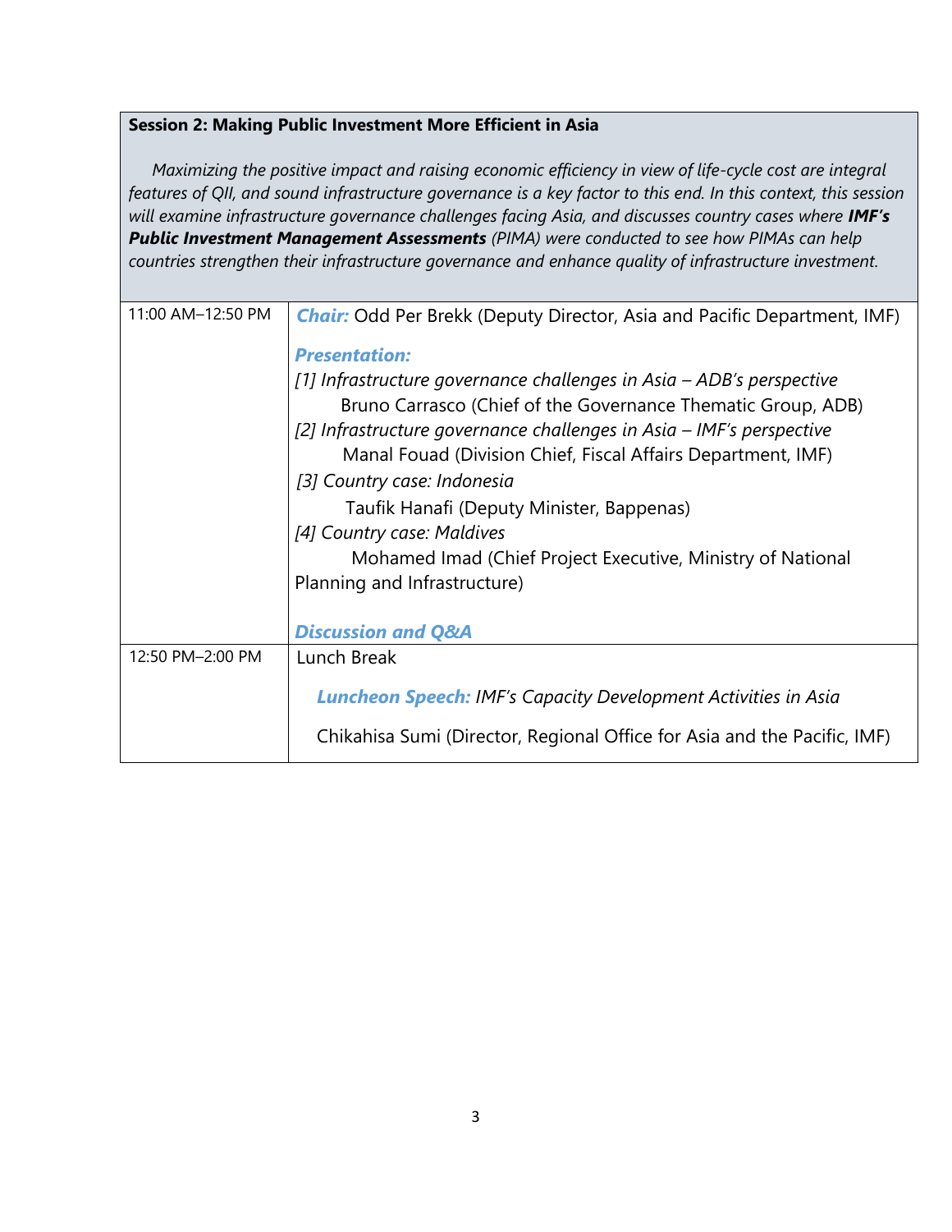**Session 2: Making Public Investment More Efficient in Asia**

*Maximizing the positive impact and raising economic efficiency in view of life-cycle cost are integral features of QII, and sound infrastructure governance is a key factor to this end. In this context, this session will examine infrastructure governance challenges facing Asia, and discusses country cases where* ***IMF's Public Investment Management Assessments*** *(PIMA) were conducted to see how PIMAs can help countries strengthen their infrastructure governance and enhance quality of infrastructure investment.*

| | |
|---|---|
| 11:00 AM–12:50 PM | ***Chair:*** Odd Per Brekk (Deputy Director, Asia and Pacific Department, IMF)<br><br>***Presentation:***<br>*[1] Infrastructure governance challenges in Asia – ADB's perspective*<br>Bruno Carrasco (Chief of the Governance Thematic Group, ADB)<br>*[2] Infrastructure governance challenges in Asia – IMF's perspective*<br>Manal Fouad (Division Chief, Fiscal Affairs Department, IMF)<br>*[3] Country case: Indonesia*<br>Taufik Hanafi (Deputy Minister, Bappenas)<br>*[4] Country case: Maldives*<br>Mohamed Imad (Chief Project Executive, Ministry of National Planning and Infrastructure)<br><br>***Discussion and Q&A*** |
| 12:50 PM–2:00 PM | Lunch Break<br><br>***Luncheon Speech:*** *IMF's Capacity Development Activities in Asia*<br><br>Chikahisa Sumi (Director, Regional Office for Asia and the Pacific, IMF) |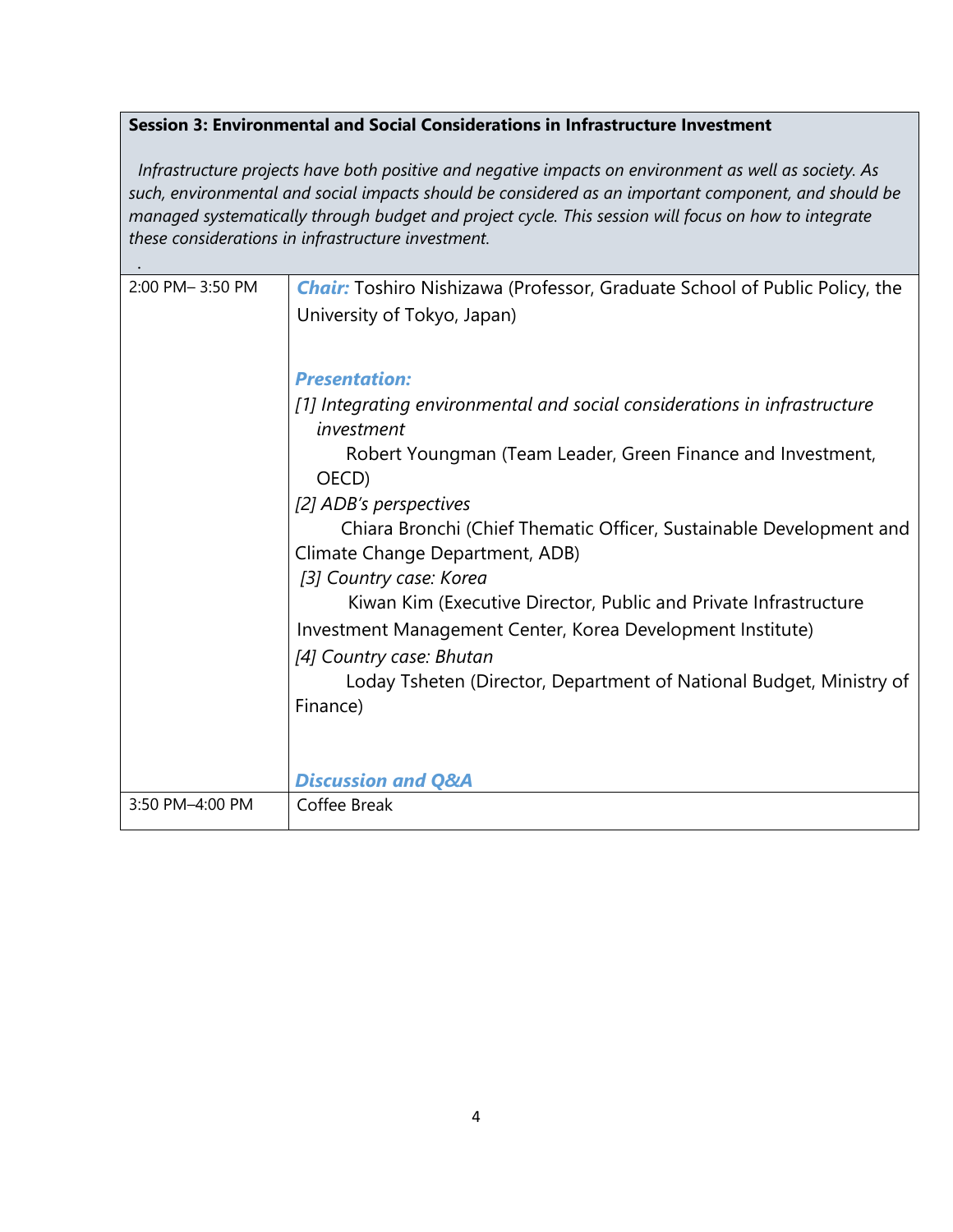| **Session 3: Environmental and Social Considerations in Infrastructure Investment** *Infrastructure projects have both positive and negative impacts on environment as well as society. As such, environmental and social impacts should be considered as an important component, and should be managed systematically through budget and project cycle. This session will focus on how to integrate these considerations in infrastructure investment.* | |
|---|---|
| 2:00 PM– 3:50 PM | ***Chair:*** Toshiro Nishizawa (Professor, Graduate School of Public Policy, the University of Tokyo, Japan)<br><br>***Presentation:***<br>*[1] Integrating environmental and social considerations in infrastructure investment*<br>Robert Youngman (Team Leader, Green Finance and Investment, OECD)<br>*[2] ADB's perspectives*<br>Chiara Bronchi (Chief Thematic Officer, Sustainable Development and Climate Change Department, ADB)<br>*[3] Country case: Korea*<br>Kiwan Kim (Executive Director, Public and Private Infrastructure Investment Management Center, Korea Development Institute)<br>*[4] Country case: Bhutan*<br>Loday Tsheten (Director, Department of National Budget, Ministry of Finance)<br><br>***Discussion and Q&A*** |
| 3:50 PM–4:00 PM | Coffee Break |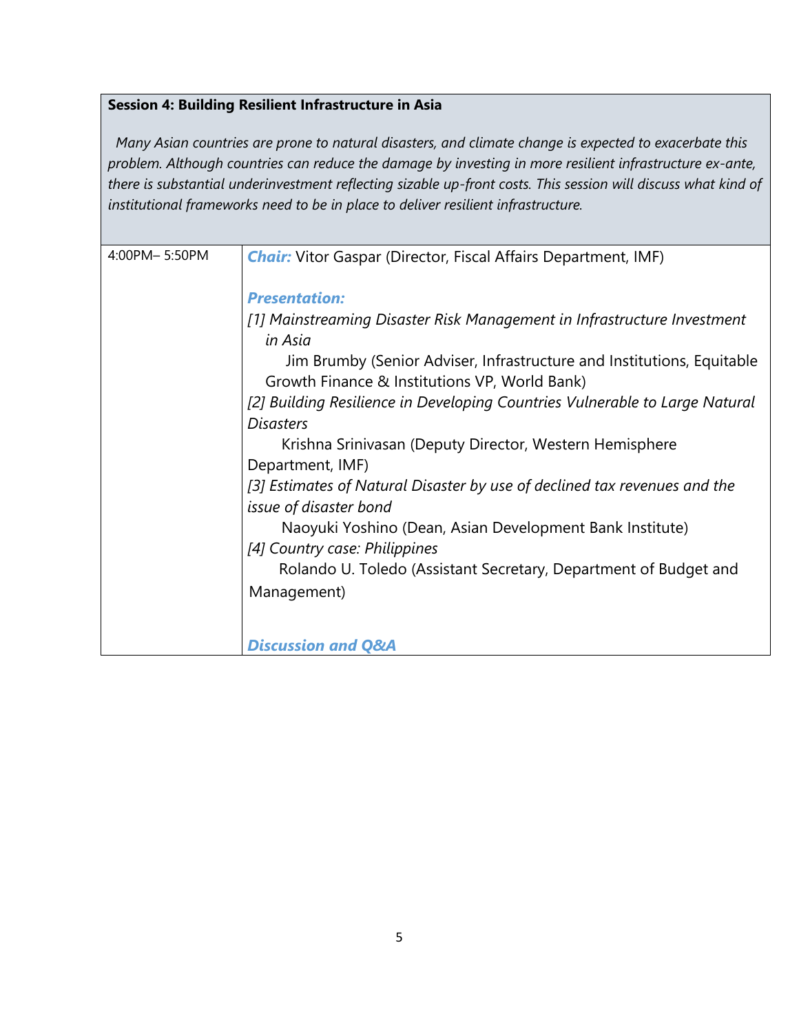**Session 4: Building Resilient Infrastructure in Asia**

*Many Asian countries are prone to natural disasters, and climate change is expected to exacerbate this problem. Although countries can reduce the damage by investing in more resilient infrastructure ex-ante, there is substantial underinvestment reflecting sizable up-front costs. This session will discuss what kind of institutional frameworks need to be in place to deliver resilient infrastructure.*

| | |
|---|---|
| 4:00PM– 5:50PM | ***Chair:*** Vitor Gaspar (Director, Fiscal Affairs Department, IMF)<br><br>***Presentation:***<br>*[1] Mainstreaming Disaster Risk Management in Infrastructure Investment in Asia*<br>Jim Brumby (Senior Adviser, Infrastructure and Institutions, Equitable Growth Finance & Institutions VP, World Bank)<br>*[2] Building Resilience in Developing Countries Vulnerable to Large Natural Disasters*<br>Krishna Srinivasan (Deputy Director, Western Hemisphere Department, IMF)<br>*[3] Estimates of Natural Disaster by use of declined tax revenues and the issue of disaster bond*<br>Naoyuki Yoshino (Dean, Asian Development Bank Institute)<br>*[4] Country case: Philippines*<br>Rolando U. Toledo (Assistant Secretary, Department of Budget and Management)<br><br>***Discussion and Q&A*** |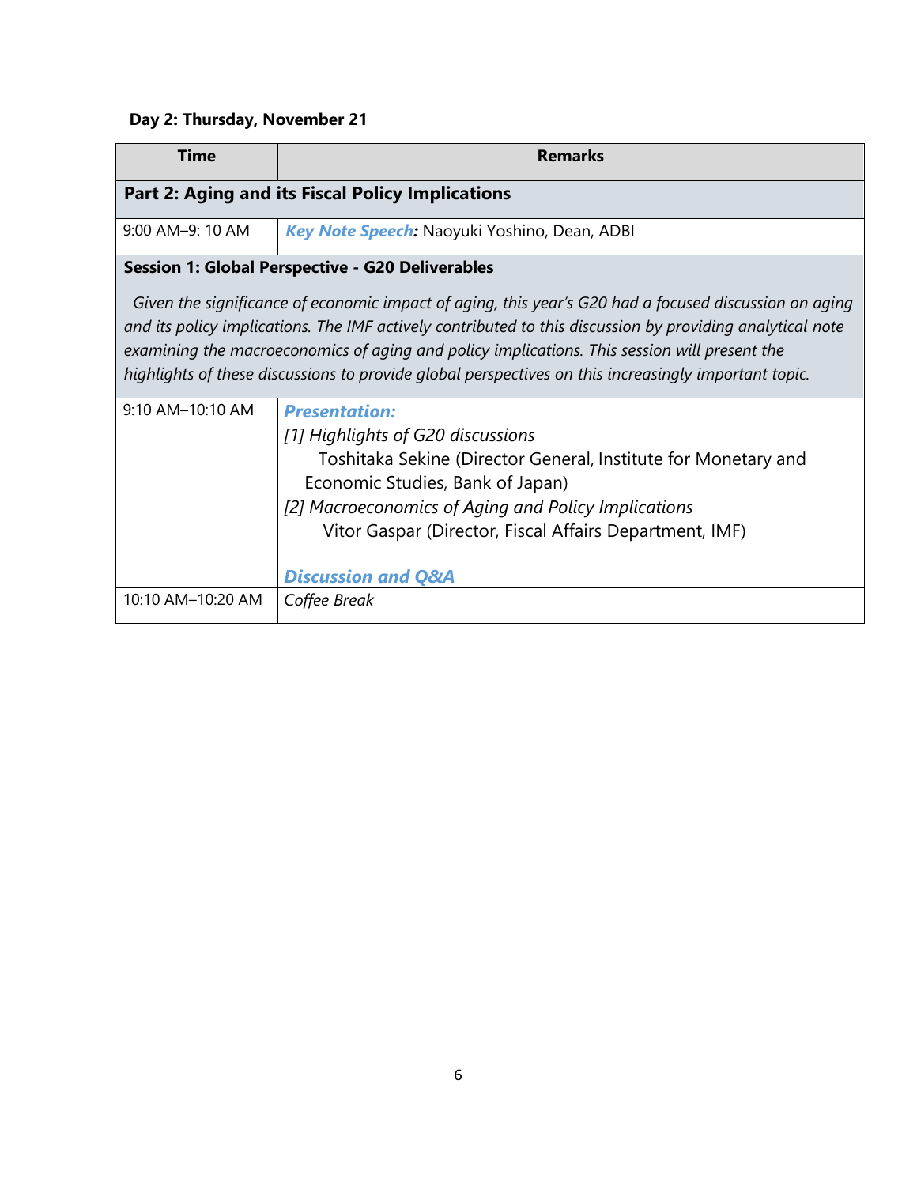**Day 2: Thursday, November 21**

| Time | Remarks |
|---|---|
| **Part 2: Aging and its Fiscal Policy Implications** | |
| 9:00 AM–9: 10 AM | ***Key Note Speech:*** Naoyuki Yoshino, Dean, ADBI |
| **Session 1: Global Perspective - G20 Deliverables**<br><br>*Given the significance of economic impact of aging, this year's G20 had a focused discussion on aging and its policy implications. The IMF actively contributed to this discussion by providing analytical note examining the macroeconomics of aging and policy implications. This session will present the highlights of these discussions to provide global perspectives on this increasingly important topic.* | |
| 9:10 AM–10:10 AM | ***Presentation:***<br>*[1] Highlights of G20 discussions*<br>Toshitaka Sekine (Director General, Institute for Monetary and Economic Studies, Bank of Japan)<br>*[2] Macroeconomics of Aging and Policy Implications*<br>Vitor Gaspar (Director, Fiscal Affairs Department, IMF)<br><br>***Discussion and Q&A*** |
| 10:10 AM–10:20 AM | *Coffee Break* |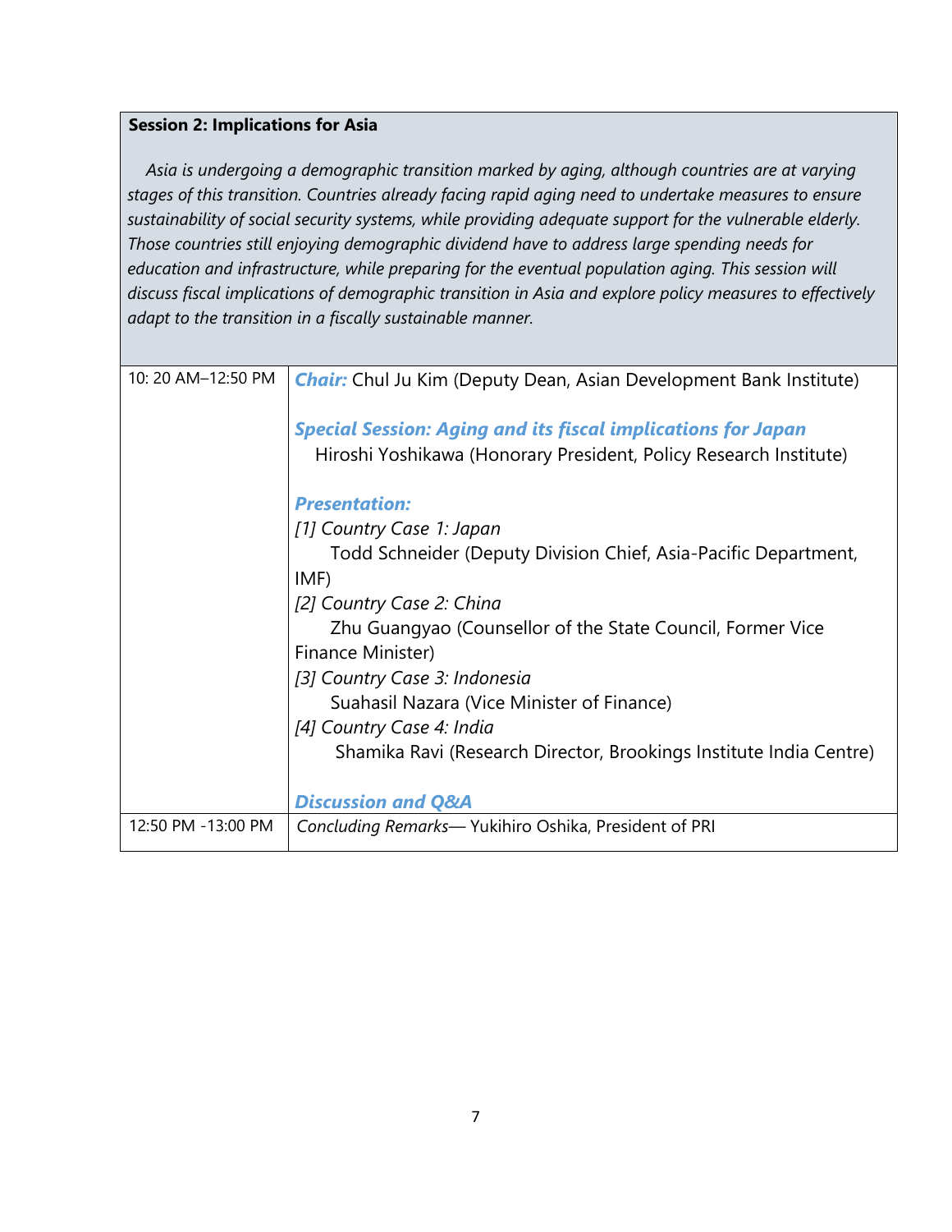**Session 2: Implications for Asia**

*Asia is undergoing a demographic transition marked by aging, although countries are at varying stages of this transition. Countries already facing rapid aging need to undertake measures to ensure sustainability of social security systems, while providing adequate support for the vulnerable elderly. Those countries still enjoying demographic dividend have to address large spending needs for education and infrastructure, while preparing for the eventual population aging. This session will discuss fiscal implications of demographic transition in Asia and explore policy measures to effectively adapt to the transition in a fiscally sustainable manner.*

| | |
|---|---|
| 10: 20 AM–12:50 PM | ***Chair:*** Chul Ju Kim (Deputy Dean, Asian Development Bank Institute)<br><br>***Special Session: Aging and its fiscal implications for Japan***<br>Hiroshi Yoshikawa (Honorary President, Policy Research Institute)<br><br>***Presentation:***<br>*[1] Country Case 1: Japan*<br>Todd Schneider (Deputy Division Chief, Asia-Pacific Department, IMF)<br>*[2] Country Case 2: China*<br>Zhu Guangyao (Counsellor of the State Council, Former Vice Finance Minister)<br>*[3] Country Case 3: Indonesia*<br>Suahasil Nazara (Vice Minister of Finance)<br>*[4] Country Case 4: India*<br>Shamika Ravi (Research Director, Brookings Institute India Centre)<br><br>***Discussion and Q&A*** |
| 12:50 PM -13:00 PM | *Concluding Remarks*— Yukihiro Oshika, President of PRI |